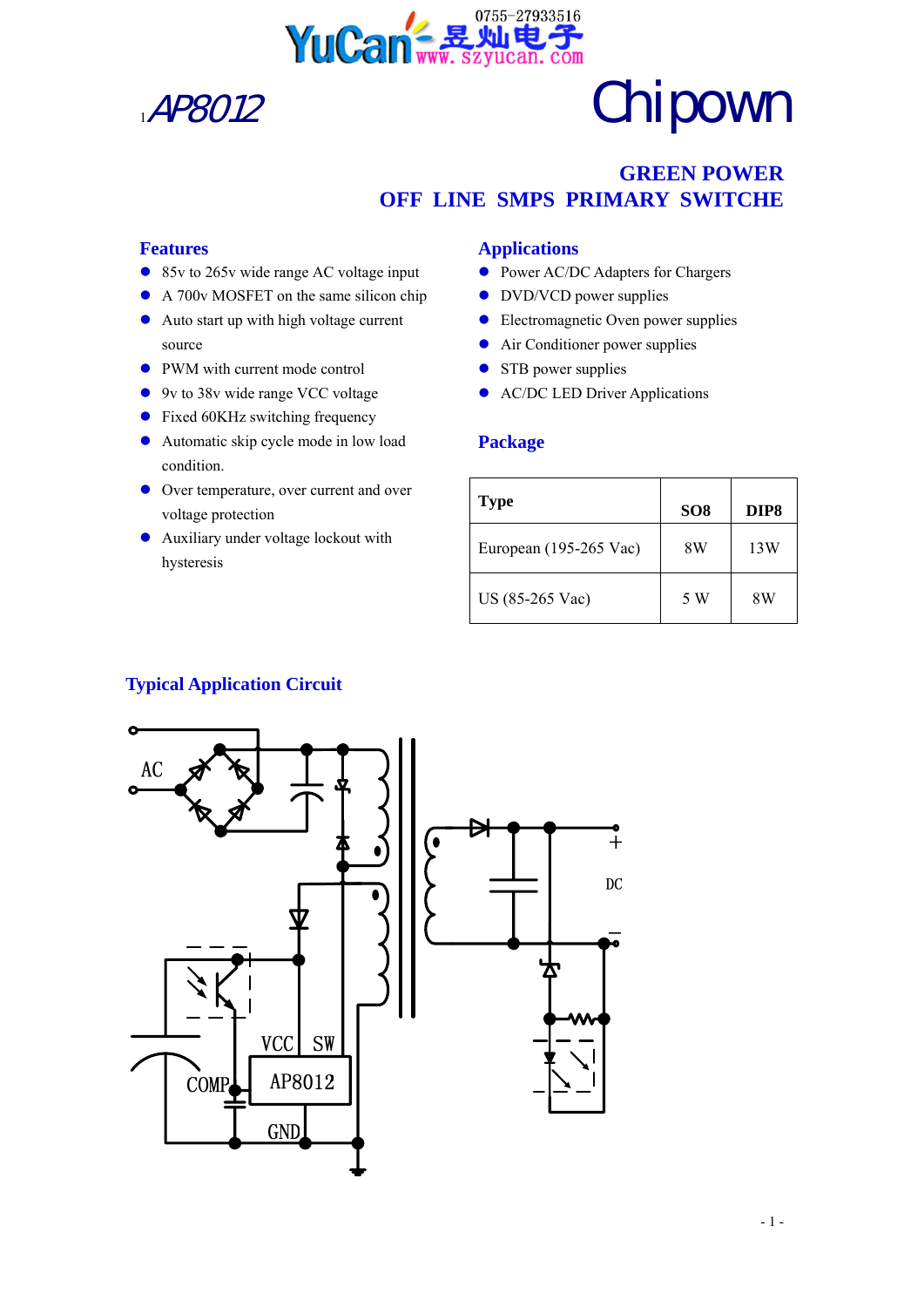YuCan 昱灿电子 0755-27933516 www.szyucan.com

AP8012

Chipown

# GREEN POWER
# OFF LINE SMPS PRIMARY SWITCHE

## Features

- 85v to 265v wide range AC voltage input
- A 700v MOSFET on the same silicon chip
- Auto start up with high voltage current source
- PWM with current mode control
- 9v to 38v wide range VCC voltage
- Fixed 60KHz switching frequency
- Automatic skip cycle mode in low load condition.
- Over temperature, over current and over voltage protection
- Auxiliary under voltage lockout with hysteresis

## Applications

- Power AC/DC Adapters for Chargers
- DVD/VCD power supplies
- Electromagnetic Oven power supplies
- Air Conditioner power supplies
- STB power supplies
- AC/DC LED Driver Applications

## Package

| Type | SO8 | DIP8 |
|---|---|---|
| European (195-265 Vac) | 8W | 13W |
| US (85-265 Vac) | 5 W | 8W |

## Typical Application Circuit

AC, DC, +, −, VCC, SW, COMP, GND, AP8012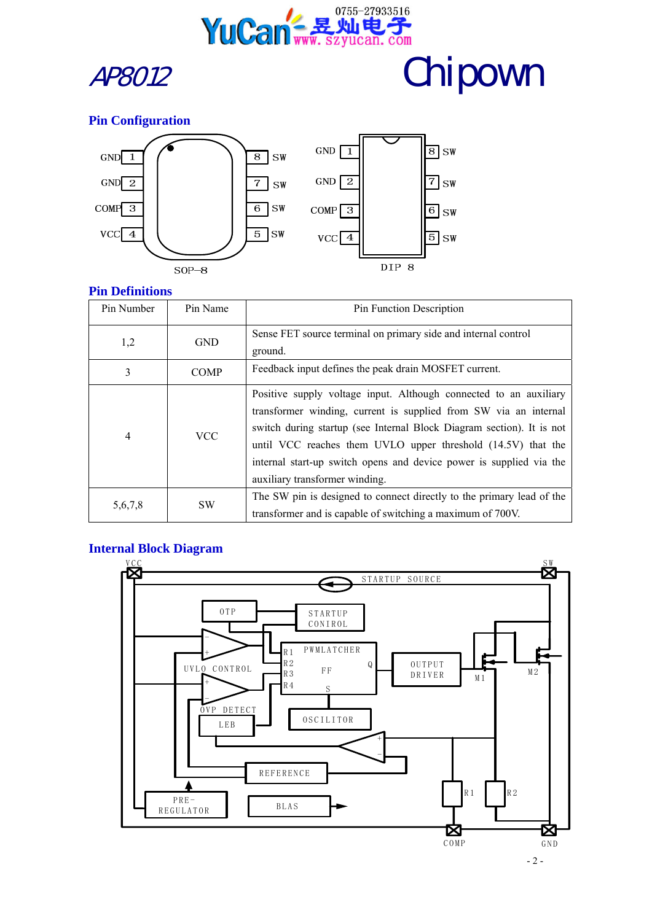AP8012

Chipown

## Pin Configuration

## Pin Definitions

| Pin Number | Pin Name | Pin Function Description |
|---|---|---|
| 1,2 | GND | Sense FET source terminal on primary side and internal control ground. |
| 3 | COMP | Feedback input defines the peak drain MOSFET current. |
| 4 | VCC | Positive supply voltage input. Although connected to an auxiliary transformer winding, current is supplied from SW via an internal switch during startup (see Internal Block Diagram section). It is not until VCC reaches them UVLO upper threshold (14.5V) that the internal start-up switch opens and device power is supplied via the auxiliary transformer winding. |
| 5,6,7,8 | SW | The SW pin is designed to connect directly to the primary lead of the transformer and is capable of switching a maximum of 700V. |

## Internal Block Diagram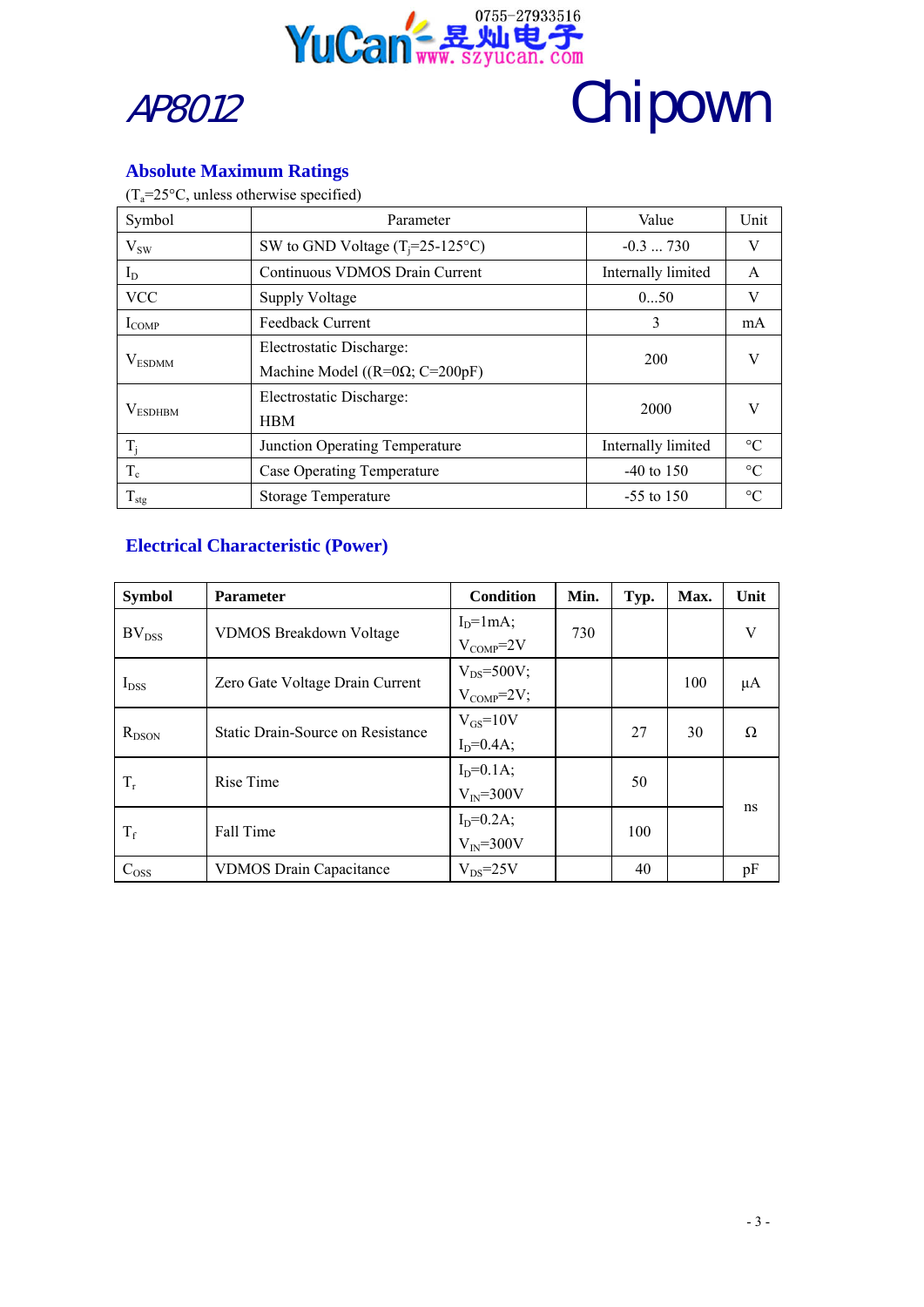## Absolute Maximum Ratings

($T_a$=25°C, unless otherwise specified)

| Symbol | Parameter | Value | Unit |
|---|---|---|---|
| $V_{SW}$ | SW to GND Voltage ($T_j$=25-125°C) | -0.3 ... 730 | V |
| $I_D$ | Continuous VDMOS Drain Current | Internally limited | A |
| VCC | Supply Voltage | 0...50 | V |
| $I_{COMP}$ | Feedback Current | 3 | mA |
| $V_{ESDMM}$ | Electrostatic Discharge: Machine Model ((R=0Ω; C=200pF) | 200 | V |
| $V_{ESDHBM}$ | Electrostatic Discharge: HBM | 2000 | V |
| $T_j$ | Junction Operating Temperature | Internally limited | °C |
| $T_c$ | Case Operating Temperature | -40 to 150 | °C |
| $T_{stg}$ | Storage Temperature | -55 to 150 | °C |

## Electrical Characteristic (Power)

| Symbol | Parameter | Condition | Min. | Typ. | Max. | Unit |
|---|---|---|---|---|---|---|
| $BV_{DSS}$ | VDMOS Breakdown Voltage | $I_D$=1mA; $V_{COMP}$=2V | 730 | | | V |
| $I_{DSS}$ | Zero Gate Voltage Drain Current | $V_{DS}$=500V; $V_{COMP}$=2V; | | | 100 | μA |
| $R_{DSON}$ | Static Drain-Source on Resistance | $V_{GS}$=10V $I_D$=0.4A; | | 27 | 30 | Ω |
| $T_r$ | Rise Time | $I_D$=0.1A; $V_{IN}$=300V | | 50 | | ns |
| $T_f$ | Fall Time | $I_D$=0.2A; $V_{IN}$=300V | | 100 | | ns |
| $C_{OSS}$ | VDMOS Drain Capacitance | $V_{DS}$=25V | | 40 | | pF |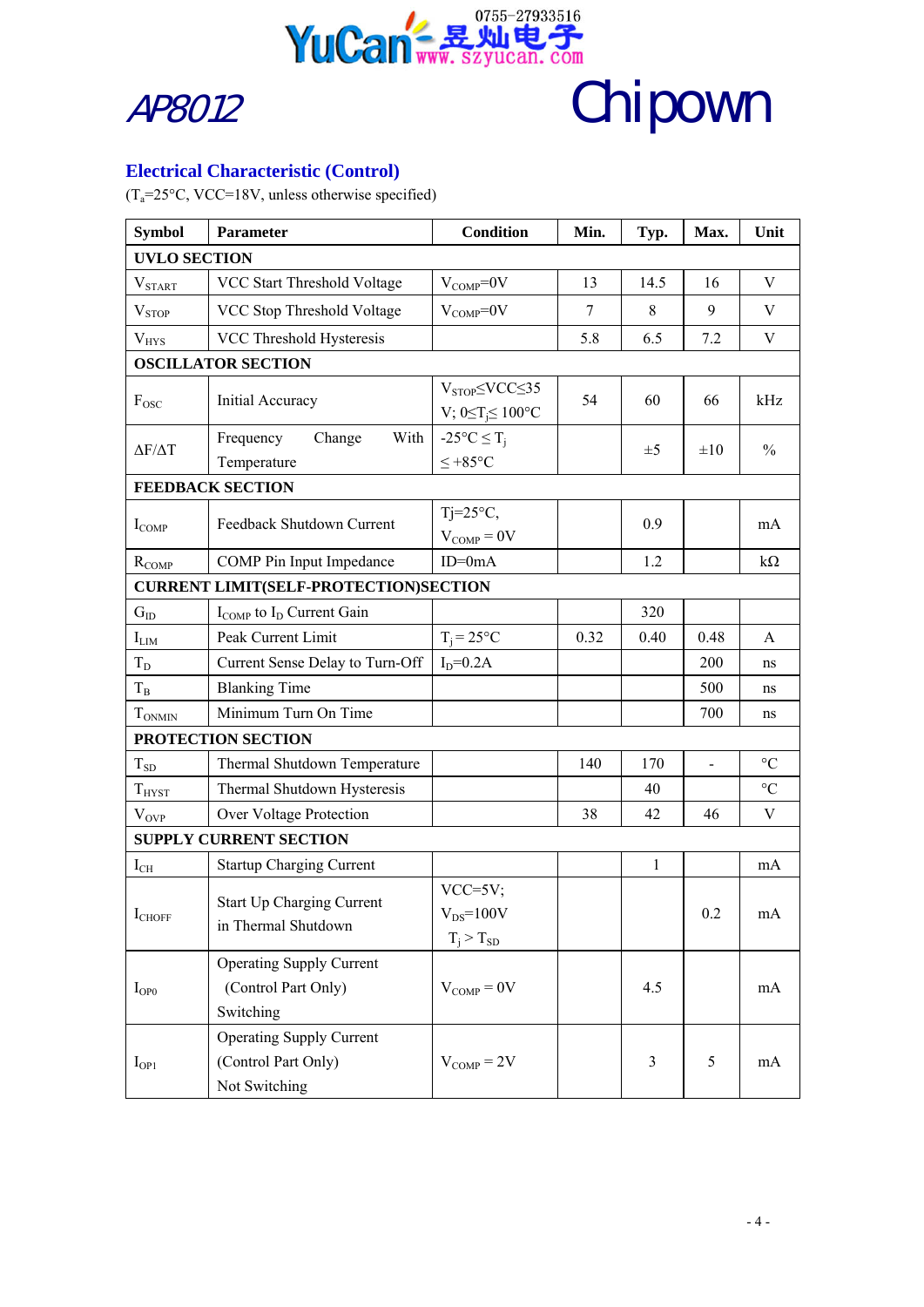AP8012

Chipown

## Electrical Characteristic (Control)

($T_a$=25°C, VCC=18V, unless otherwise specified)

| Symbol | Parameter | Condition | Min. | Typ. | Max. | Unit |
|---|---|---|---|---|---|---|
| **UVLO SECTION** | | | | | | |
| $V_{START}$ | VCC Start Threshold Voltage | $V_{COMP}$=0V | 13 | 14.5 | 16 | V |
| $V_{STOP}$ | VCC Stop Threshold Voltage | $V_{COMP}$=0V | 7 | 8 | 9 | V |
| $V_{HYS}$ | VCC Threshold Hysteresis | | 5.8 | 6.5 | 7.2 | V |
| **OSCILLATOR SECTION** | | | | | | |
| $F_{OSC}$ | Initial Accuracy | $V_{STOP}$≤VCC≤35 V; 0≤$T_j$≤ 100°C | 54 | 60 | 66 | kHz |
| ΔF/ΔT | Frequency Change With Temperature | -25°C ≤ $T_j$ ≤ +85°C | | ±5 | ±10 | % |
| **FEEDBACK SECTION** | | | | | | |
| $I_{COMP}$ | Feedback Shutdown Current | Tj=25°C, $V_{COMP}$ = 0V | | 0.9 | | mA |
| $R_{COMP}$ | COMP Pin Input Impedance | ID=0mA | | 1.2 | | kΩ |
| **CURRENT LIMIT(SELF-PROTECTION)SECTION** | | | | | | |
| $G_{ID}$ | $I_{COMP}$ to $I_D$ Current Gain | | | 320 | | |
| $I_{LIM}$ | Peak Current Limit | $T_j$ = 25°C | 0.32 | 0.40 | 0.48 | A |
| $T_D$ | Current Sense Delay to Turn-Off | $I_D$=0.2A | | | 200 | ns |
| $T_B$ | Blanking Time | | | | 500 | ns |
| $T_{ONMIN}$ | Minimum Turn On Time | | | | 700 | ns |
| **PROTECTION SECTION** | | | | | | |
| $T_{SD}$ | Thermal Shutdown Temperature | | 140 | 170 | - | °C |
| $T_{HYST}$ | Thermal Shutdown Hysteresis | | | 40 | | °C |
| $V_{OVP}$ | Over Voltage Protection | | 38 | 42 | 46 | V |
| **SUPPLY CURRENT SECTION** | | | | | | |
| $I_{CH}$ | Startup Charging Current | | | 1 | | mA |
| $I_{CHOFF}$ | Start Up Charging Current in Thermal Shutdown | VCC=5V; $V_{DS}$=100V $T_j$ > $T_{SD}$ | | | 0.2 | mA |
| $I_{OP0}$ | Operating Supply Current (Control Part Only) Switching | $V_{COMP}$ = 0V | | 4.5 | | mA |
| $I_{OP1}$ | Operating Supply Current (Control Part Only) Not Switching | $V_{COMP}$ = 2V | | 3 | 5 | mA |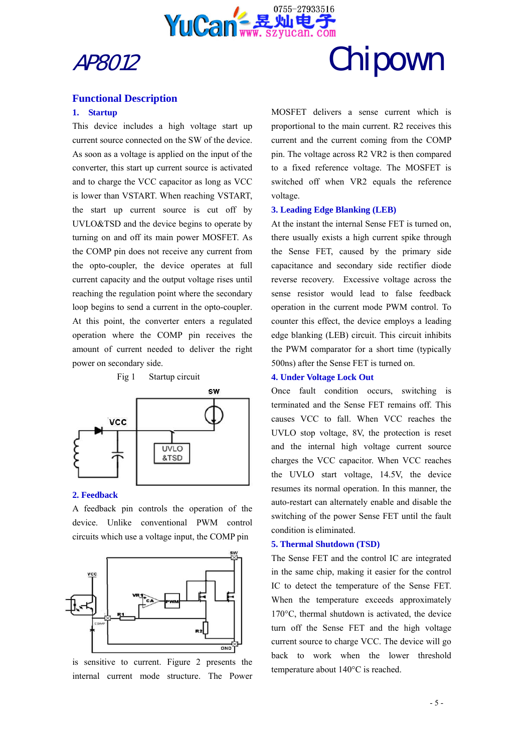## Functional Description

### 1. Startup

This device includes a high voltage start up current source connected on the SW of the device. As soon as a voltage is applied on the input of the converter, this start up current source is activated and to charge the VCC capacitor as long as VCC is lower than VSTART. When reaching VSTART, the start up current source is cut off by UVLO&TSD and the device begins to operate by turning on and off its main power MOSFET. As the COMP pin does not receive any current from the opto-coupler, the device operates at full current capacity and the output voltage rises until reaching the regulation point where the secondary loop begins to send a current in the opto-coupler. At this point, the converter enters a regulated operation where the COMP pin receives the amount of current needed to deliver the right power on secondary side.

Fig 1 Startup circuit

### 2. Feedback

A feedback pin controls the operation of the device. Unlike conventional PWM control circuits which use a voltage input, the COMP pin is sensitive to current. Figure 2 presents the internal current mode structure. The Power MOSFET delivers a sense current which is proportional to the main current. R2 receives this current and the current coming from the COMP pin. The voltage across R2 VR2 is then compared to a fixed reference voltage. The MOSFET is switched off when VR2 equals the reference voltage.

### 3. Leading Edge Blanking (LEB)

At the instant the internal Sense FET is turned on, there usually exists a high current spike through the Sense FET, caused by the primary side capacitance and secondary side rectifier diode reverse recovery. Excessive voltage across the sense resistor would lead to false feedback operation in the current mode PWM control. To counter this effect, the device employs a leading edge blanking (LEB) circuit. This circuit inhibits the PWM comparator for a short time (typically 500ns) after the Sense FET is turned on.

### 4. Under Voltage Lock Out

Once fault condition occurs, switching is terminated and the Sense FET remains off. This causes VCC to fall. When VCC reaches the UVLO stop voltage, 8V, the protection is reset and the internal high voltage current source charges the VCC capacitor. When VCC reaches the UVLO start voltage, 14.5V, the device resumes its normal operation. In this manner, the auto-restart can alternately enable and disable the switching of the power Sense FET until the fault condition is eliminated.

### 5. Thermal Shutdown (TSD)

The Sense FET and the control IC are integrated in the same chip, making it easier for the control IC to detect the temperature of the Sense FET. When the temperature exceeds approximately 170°C, thermal shutdown is activated, the device turn off the Sense FET and the high voltage current source to charge VCC. The device will go back to work when the lower threshold temperature about 140°C is reached.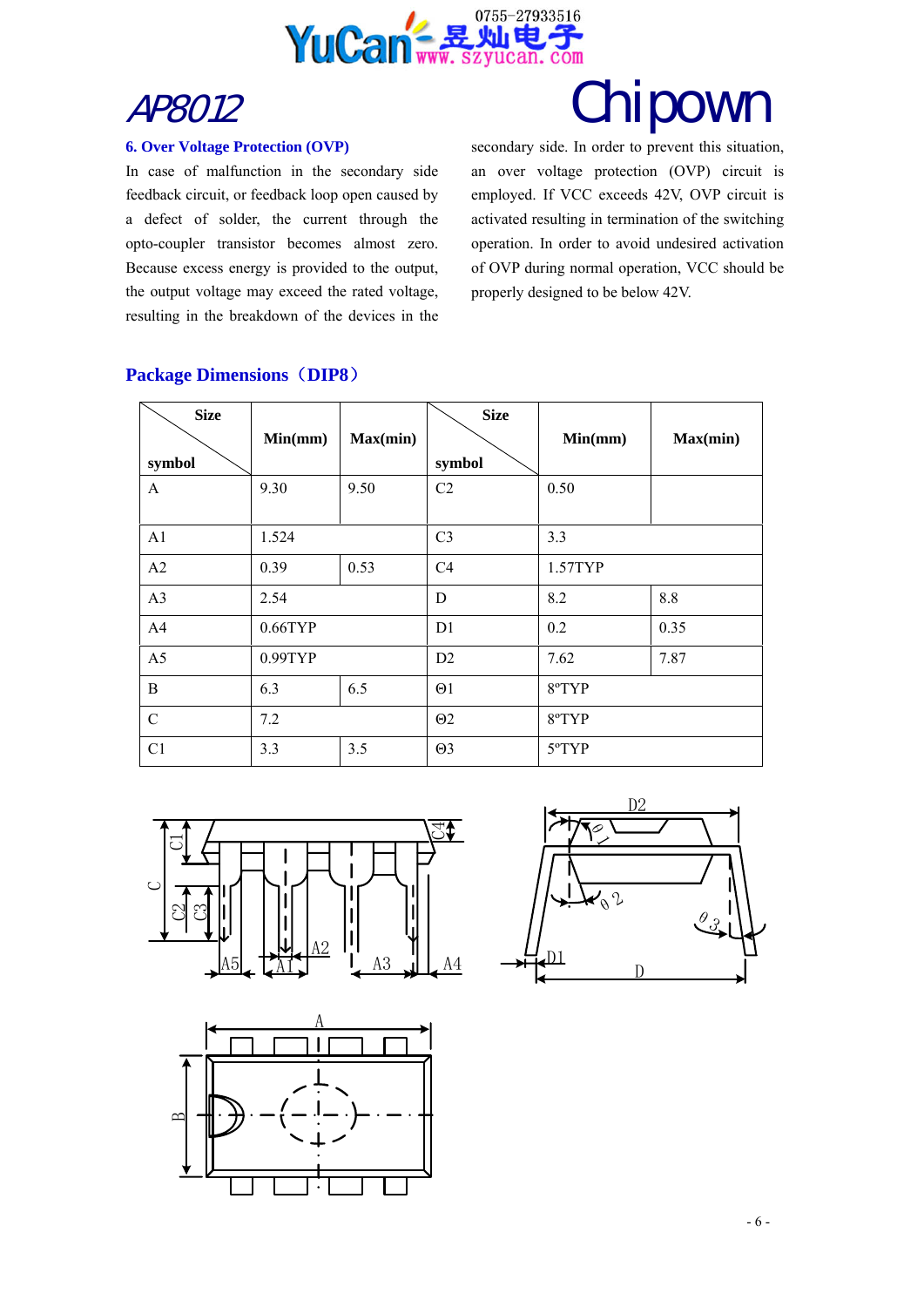## 6. Over Voltage Protection (OVP)

In case of malfunction in the secondary side feedback circuit, or feedback loop open caused by a defect of solder, the current through the opto-coupler transistor becomes almost zero. Because excess energy is provided to the output, the output voltage may exceed the rated voltage, resulting in the breakdown of the devices in the secondary side. In order to prevent this situation, an over voltage protection (OVP) circuit is employed. If VCC exceeds 42V, OVP circuit is activated resulting in termination of the switching operation. In order to avoid undesired activation of OVP during normal operation, VCC should be properly designed to be below 42V.

## Package Dimensions（DIP8）

| Size / symbol | Min(mm) | Max(min) | Size / symbol | Min(mm) | Max(min) |
|---|---|---|---|---|---|
| A | 9.30 | 9.50 | C2 | 0.50 | |
| A1 | 1.524 | | C3 | 3.3 | |
| A2 | 0.39 | 0.53 | C4 | 1.57TYP | |
| A3 | 2.54 | | D | 8.2 | 8.8 |
| A4 | 0.66TYP | | D1 | 0.2 | 0.35 |
| A5 | 0.99TYP | | D2 | 7.62 | 7.87 |
| B | 6.3 | 6.5 | Θ1 | 8ºTYP | |
| C | 7.2 | | Θ2 | 8ºTYP | |
| C1 | 3.3 | 3.5 | Θ3 | 5ºTYP | |